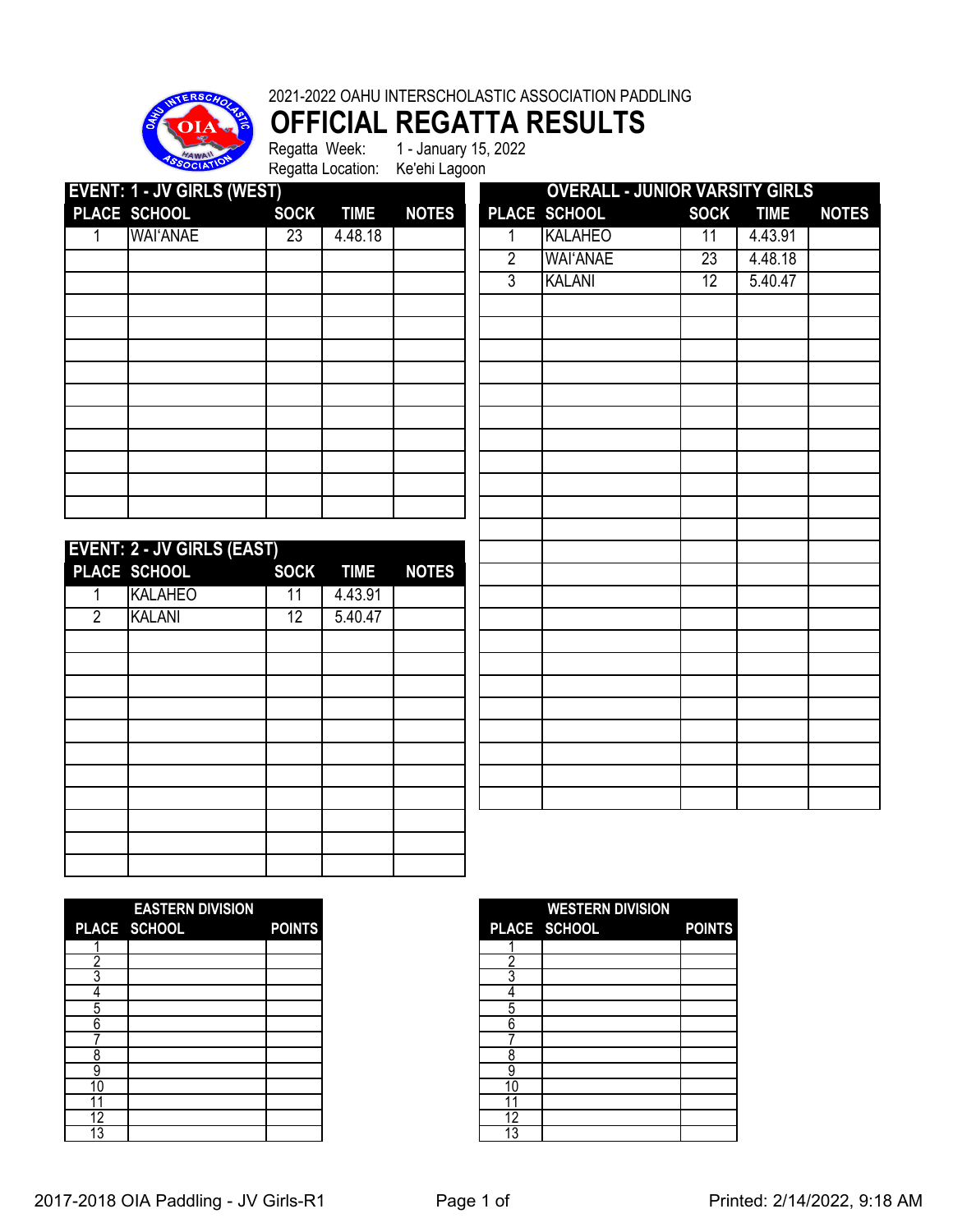2021-2022 OAHU INTERSCHOLASTIC ASSOCIATION PADDLING

# OFFICIAL REGATTA RESULTS

Regatta Week: 1 - January 15, 2022

Regatta Location: Ke'ehi Lagoon

**EVENT: 1 - JV GIRLS (WEST)**

| PLACE | SCHOOL | SOCK | TIME | NOTES |
|---|---|---|---|---|
| 1 | WAI'ANAE | 23 | 4.48.18 | |

**EVENT: 2 - JV GIRLS (EAST)**

| PLACE | SCHOOL | SOCK | TIME | NOTES |
|---|---|---|---|---|
| 1 | KALAHEO | 11 | 4.43.91 | |
| 2 | KALANI | 12 | 5.40.47 | |

**OVERALL - JUNIOR VARSITY GIRLS**

| PLACE | SCHOOL | SOCK | TIME | NOTES |
|---|---|---|---|---|
| 1 | KALAHEO | 11 | 4.43.91 | |
| 2 | WAI'ANAE | 23 | 4.48.18 | |
| 3 | KALANI | 12 | 5.40.47 | |

**EASTERN DIVISION**

| PLACE | SCHOOL | POINTS |
|---|---|---|
| 1 | | |
| 2 | | |
| 3 | | |
| 4 | | |
| 5 | | |
| 6 | | |
| 7 | | |
| 8 | | |
| 9 | | |
| 10 | | |
| 11 | | |
| 12 | | |
| 13 | | |

**WESTERN DIVISION**

| PLACE | SCHOOL | POINTS |
|---|---|---|
| 1 | | |
| 2 | | |
| 3 | | |
| 4 | | |
| 5 | | |
| 6 | | |
| 7 | | |
| 8 | | |
| 9 | | |
| 10 | | |
| 11 | | |
| 12 | | |
| 13 | | |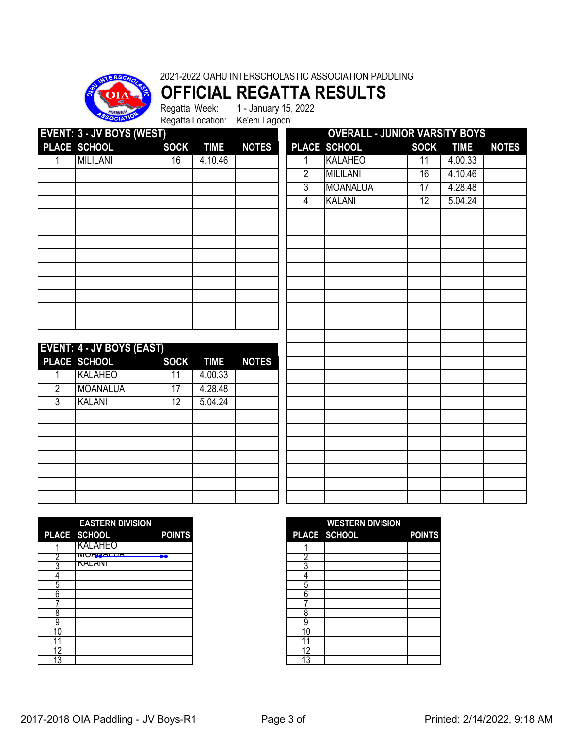2021-2022 OAHU INTERSCHOLASTIC ASSOCIATION PADDLING

# OFFICIAL REGATTA RESULTS

Regatta Week: 1 - January 15, 2022

Regatta Location: Ke'ehi Lagoon

## EVENT: 3 - JV BOYS (WEST)

| PLACE | SCHOOL | SOCK | TIME | NOTES |
|---|---|---|---|---|
| 1 | MILILANI | 16 | 4.10.46 | |

## EVENT: 4 - JV BOYS (EAST)

| PLACE | SCHOOL | SOCK | TIME | NOTES |
|---|---|---|---|---|
| 1 | KALAHEO | 11 | 4.00.33 | |
| 2 | MOANALUA | 17 | 4.28.48 | |
| 3 | KALANI | 12 | 5.04.24 | |

## OVERALL - JUNIOR VARSITY BOYS

| PLACE | SCHOOL | SOCK | TIME | NOTES |
|---|---|---|---|---|
| 1 | KALAHEO | 11 | 4.00.33 | |
| 2 | MILILANI | 16 | 4.10.46 | |
| 3 | MOANALUA | 17 | 4.28.48 | |
| 4 | KALANI | 12 | 5.04.24 | |

## EASTERN DIVISION

| PLACE | SCHOOL | POINTS |
|---|---|---|
| 1 | KALAHEO | |
| 2 | MOANALUA | |
| 3 | KALANI | |
| 4 | | |
| 5 | | |
| 6 | | |
| 7 | | |
| 8 | | |
| 9 | | |
| 10 | | |
| 11 | | |
| 12 | | |
| 13 | | |

## WESTERN DIVISION

| PLACE | SCHOOL | POINTS |
|---|---|---|
| 1 | | |
| 2 | | |
| 3 | | |
| 4 | | |
| 5 | | |
| 6 | | |
| 7 | | |
| 8 | | |
| 9 | | |
| 10 | | |
| 11 | | |
| 12 | | |
| 13 | | |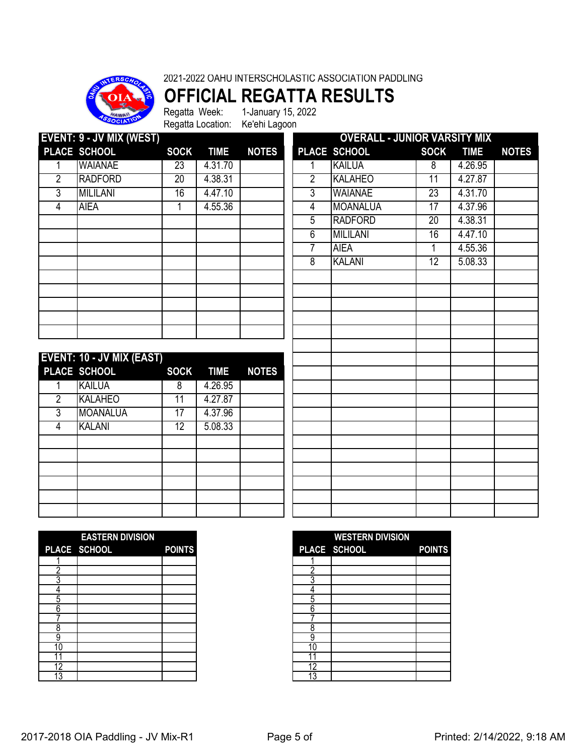2021-2022 OAHU INTERSCHOLASTIC ASSOCIATION PADDLING

# OFFICIAL REGATTA RESULTS

Regatta Week: 1-January 15, 2022
Regatta Location: Ke'ehi Lagoon

## EVENT: 9 - JV MIX (WEST)

| PLACE | SCHOOL | SOCK | TIME | NOTES |
|---|---|---|---|---|
| 1 | WAIANAE | 23 | 4.31.70 | |
| 2 | RADFORD | 20 | 4.38.31 | |
| 3 | MILILANI | 16 | 4.47.10 | |
| 4 | AIEA | 1 | 4.55.36 | |

## EVENT: 10 - JV MIX (EAST)

| PLACE | SCHOOL | SOCK | TIME | NOTES |
|---|---|---|---|---|
| 1 | KAILUA | 8 | 4.26.95 | |
| 2 | KALAHEO | 11 | 4.27.87 | |
| 3 | MOANALUA | 17 | 4.37.96 | |
| 4 | KALANI | 12 | 5.08.33 | |

## OVERALL - JUNIOR VARSITY MIX

| PLACE | SCHOOL | SOCK | TIME | NOTES |
|---|---|---|---|---|
| 1 | KAILUA | 8 | 4.26.95 | |
| 2 | KALAHEO | 11 | 4.27.87 | |
| 3 | WAIANAE | 23 | 4.31.70 | |
| 4 | MOANALUA | 17 | 4.37.96 | |
| 5 | RADFORD | 20 | 4.38.31 | |
| 6 | MILILANI | 16 | 4.47.10 | |
| 7 | AIEA | 1 | 4.55.36 | |
| 8 | KALANI | 12 | 5.08.33 | |

## EASTERN DIVISION

| PLACE | SCHOOL | POINTS |
|---|---|---|
| 1 | | |
| 2 | | |
| 3 | | |
| 4 | | |
| 5 | | |
| 6 | | |
| 7 | | |
| 8 | | |
| 9 | | |
| 10 | | |
| 11 | | |
| 12 | | |
| 13 | | |

## WESTERN DIVISION

| PLACE | SCHOOL | POINTS |
|---|---|---|
| 1 | | |
| 2 | | |
| 3 | | |
| 4 | | |
| 5 | | |
| 6 | | |
| 7 | | |
| 8 | | |
| 9 | | |
| 10 | | |
| 11 | | |
| 12 | | |
| 13 | | |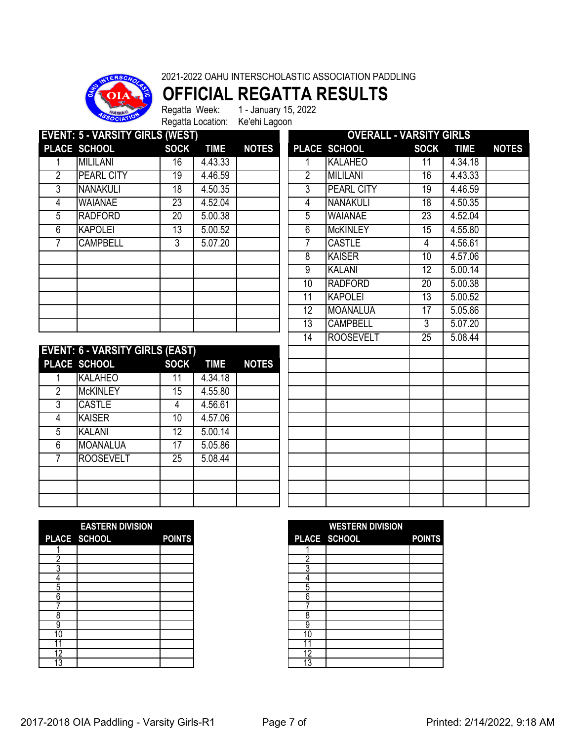2021-2022 OAHU INTERSCHOLASTIC ASSOCIATION PADDLING

# OFFICIAL REGATTA RESULTS

Regatta Week: 1 - January 15, 2022

Regatta Location: Ke'ehi Lagoon

## EVENT: 5 - VARSITY GIRLS (WEST)

| PLACE | SCHOOL | SOCK | TIME | NOTES |
|---|---|---|---|---|
| 1 | MILILANI | 16 | 4.43.33 | |
| 2 | PEARL CITY | 19 | 4.46.59 | |
| 3 | NANAKULI | 18 | 4.50.35 | |
| 4 | WAIANAE | 23 | 4.52.04 | |
| 5 | RADFORD | 20 | 5.00.38 | |
| 6 | KAPOLEI | 13 | 5.00.52 | |
| 7 | CAMPBELL | 3 | 5.07.20 | |

## EVENT: 6 - VARSITY GIRLS (EAST)

| PLACE | SCHOOL | SOCK | TIME | NOTES |
|---|---|---|---|---|
| 1 | KALAHEO | 11 | 4.34.18 | |
| 2 | McKINLEY | 15 | 4.55.80 | |
| 3 | CASTLE | 4 | 4.56.61 | |
| 4 | KAISER | 10 | 4.57.06 | |
| 5 | KALANI | 12 | 5.00.14 | |
| 6 | MOANALUA | 17 | 5.05.86 | |
| 7 | ROOSEVELT | 25 | 5.08.44 | |

## OVERALL - VARSITY GIRLS

| PLACE | SCHOOL | SOCK | TIME | NOTES |
|---|---|---|---|---|
| 1 | KALAHEO | 11 | 4.34.18 | |
| 2 | MILILANI | 16 | 4.43.33 | |
| 3 | PEARL CITY | 19 | 4.46.59 | |
| 4 | NANAKULI | 18 | 4.50.35 | |
| 5 | WAIANAE | 23 | 4.52.04 | |
| 6 | McKINLEY | 15 | 4.55.80 | |
| 7 | CASTLE | 4 | 4.56.61 | |
| 8 | KAISER | 10 | 4.57.06 | |
| 9 | KALANI | 12 | 5.00.14 | |
| 10 | RADFORD | 20 | 5.00.38 | |
| 11 | KAPOLEI | 13 | 5.00.52 | |
| 12 | MOANALUA | 17 | 5.05.86 | |
| 13 | CAMPBELL | 3 | 5.07.20 | |
| 14 | ROOSEVELT | 25 | 5.08.44 | |

## EASTERN DIVISION

| PLACE | SCHOOL | POINTS |
|---|---|---|
| 1 | | |
| 2 | | |
| 3 | | |
| 4 | | |
| 5 | | |
| 6 | | |
| 7 | | |
| 8 | | |
| 9 | | |
| 10 | | |
| 11 | | |
| 12 | | |
| 13 | | |

## WESTERN DIVISION

| PLACE | SCHOOL | POINTS |
|---|---|---|
| 1 | | |
| 2 | | |
| 3 | | |
| 4 | | |
| 5 | | |
| 6 | | |
| 7 | | |
| 8 | | |
| 9 | | |
| 10 | | |
| 11 | | |
| 12 | | |
| 13 | | |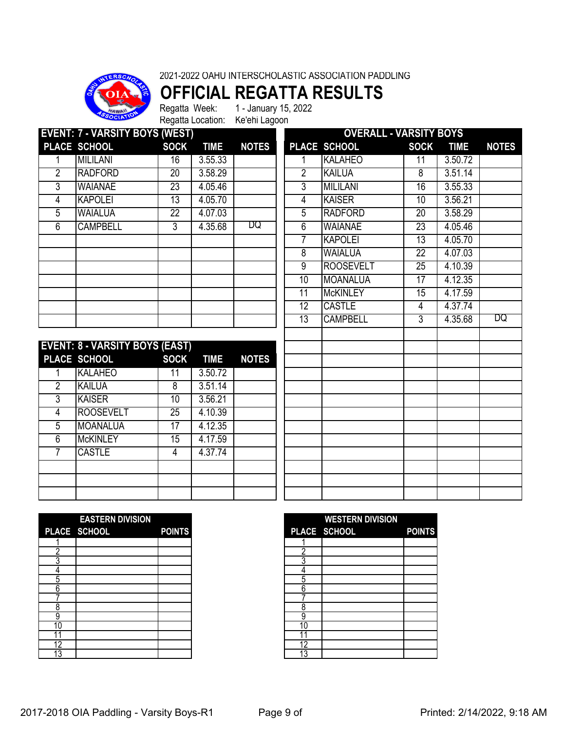2021-2022 OAHU INTERSCHOLASTIC ASSOCIATION PADDLING

# OFFICIAL REGATTA RESULTS

Regatta Week: 1 - January 15, 2022
Regatta Location: Ke'ehi Lagoon

## EVENT: 7 - VARSITY BOYS (WEST)

| PLACE | SCHOOL | SOCK | TIME | NOTES |
|---|---|---|---|---|
| 1 | MILILANI | 16 | 3.55.33 | |
| 2 | RADFORD | 20 | 3.58.29 | |
| 3 | WAIANAE | 23 | 4.05.46 | |
| 4 | KAPOLEI | 13 | 4.05.70 | |
| 5 | WAIALUA | 22 | 4.07.03 | |
| 6 | CAMPBELL | 3 | 4.35.68 | DQ |

## EVENT: 8 - VARSITY BOYS (EAST)

| PLACE | SCHOOL | SOCK | TIME | NOTES |
|---|---|---|---|---|
| 1 | KALAHEO | 11 | 3.50.72 | |
| 2 | KAILUA | 8 | 3.51.14 | |
| 3 | KAISER | 10 | 3.56.21 | |
| 4 | ROOSEVELT | 25 | 4.10.39 | |
| 5 | MOANALUA | 17 | 4.12.35 | |
| 6 | McKINLEY | 15 | 4.17.59 | |
| 7 | CASTLE | 4 | 4.37.74 | |

## OVERALL - VARSITY BOYS

| PLACE | SCHOOL | SOCK | TIME | NOTES |
|---|---|---|---|---|
| 1 | KALAHEO | 11 | 3.50.72 | |
| 2 | KAILUA | 8 | 3.51.14 | |
| 3 | MILILANI | 16 | 3.55.33 | |
| 4 | KAISER | 10 | 3.56.21 | |
| 5 | RADFORD | 20 | 3.58.29 | |
| 6 | WAIANAE | 23 | 4.05.46 | |
| 7 | KAPOLEI | 13 | 4.05.70 | |
| 8 | WAIALUA | 22 | 4.07.03 | |
| 9 | ROOSEVELT | 25 | 4.10.39 | |
| 10 | MOANALUA | 17 | 4.12.35 | |
| 11 | McKINLEY | 15 | 4.17.59 | |
| 12 | CASTLE | 4 | 4.37.74 | |
| 13 | CAMPBELL | 3 | 4.35.68 | DQ |

## EASTERN DIVISION

| PLACE | SCHOOL | POINTS |
|---|---|---|
| 1 | | |
| 2 | | |
| 3 | | |
| 4 | | |
| 5 | | |
| 6 | | |
| 7 | | |
| 8 | | |
| 9 | | |
| 10 | | |
| 11 | | |
| 12 | | |
| 13 | | |

## WESTERN DIVISION

| PLACE | SCHOOL | POINTS |
|---|---|---|
| 1 | | |
| 2 | | |
| 3 | | |
| 4 | | |
| 5 | | |
| 6 | | |
| 7 | | |
| 8 | | |
| 9 | | |
| 10 | | |
| 11 | | |
| 12 | | |
| 13 | | |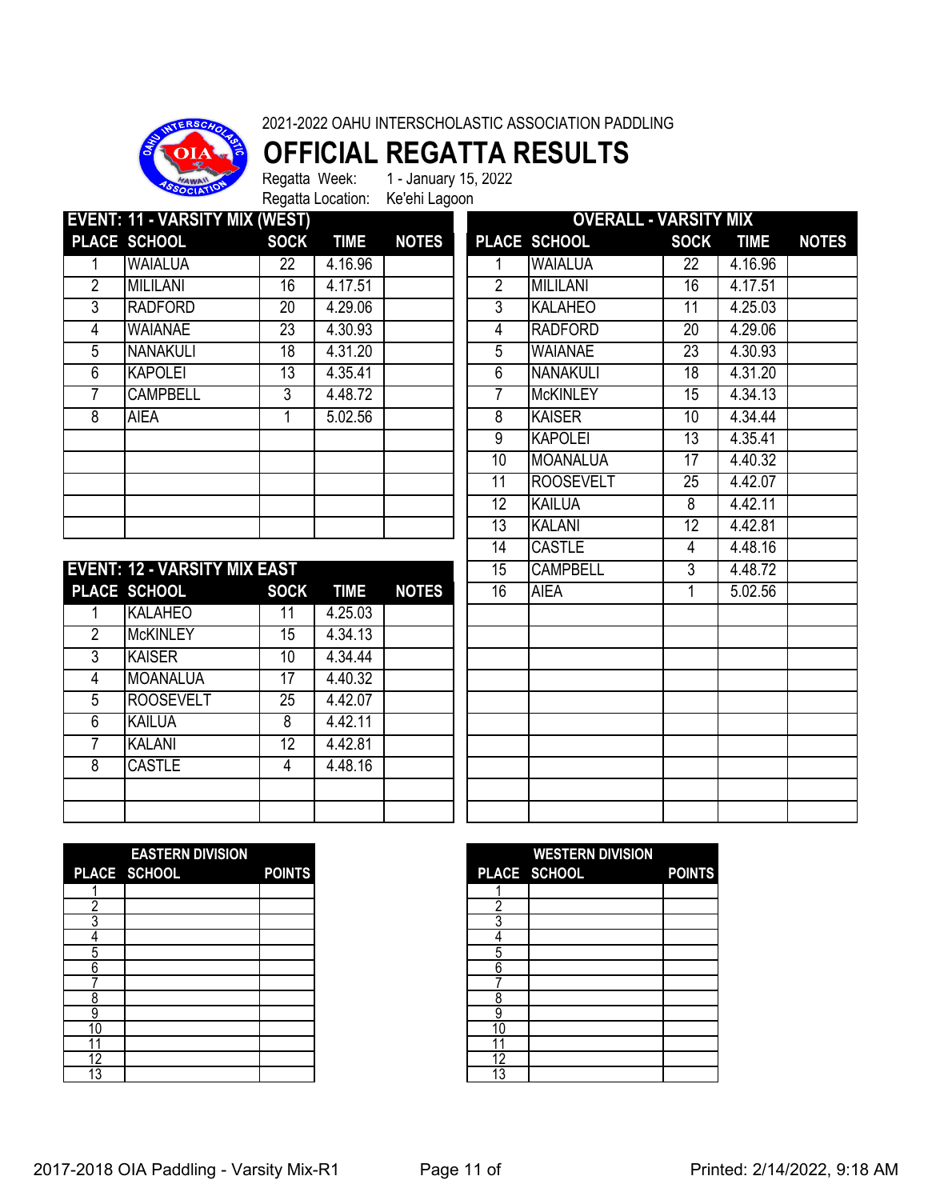2021-2022 OAHU INTERSCHOLASTIC ASSOCIATION PADDLING

# OFFICIAL REGATTA RESULTS

Regatta Week: 1 - January 15, 2022
Regatta Location: Ke'ehi Lagoon

## EVENT: 11 - VARSITY MIX (WEST)

| PLACE | SCHOOL | SOCK | TIME | NOTES |
|---|---|---|---|---|
| 1 | WAIALUA | 22 | 4.16.96 | |
| 2 | MILILANI | 16 | 4.17.51 | |
| 3 | RADFORD | 20 | 4.29.06 | |
| 4 | WAIANAE | 23 | 4.30.93 | |
| 5 | NANAKULI | 18 | 4.31.20 | |
| 6 | KAPOLEI | 13 | 4.35.41 | |
| 7 | CAMPBELL | 3 | 4.48.72 | |
| 8 | AIEA | 1 | 5.02.56 | |

## EVENT: 12 - VARSITY MIX EAST

| PLACE | SCHOOL | SOCK | TIME | NOTES |
|---|---|---|---|---|
| 1 | KALAHEO | 11 | 4.25.03 | |
| 2 | McKINLEY | 15 | 4.34.13 | |
| 3 | KAISER | 10 | 4.34.44 | |
| 4 | MOANALUA | 17 | 4.40.32 | |
| 5 | ROOSEVELT | 25 | 4.42.07 | |
| 6 | KAILUA | 8 | 4.42.11 | |
| 7 | KALANI | 12 | 4.42.81 | |
| 8 | CASTLE | 4 | 4.48.16 | |

## OVERALL - VARSITY MIX

| PLACE | SCHOOL | SOCK | TIME | NOTES |
|---|---|---|---|---|
| 1 | WAIALUA | 22 | 4.16.96 | |
| 2 | MILILANI | 16 | 4.17.51 | |
| 3 | KALAHEO | 11 | 4.25.03 | |
| 4 | RADFORD | 20 | 4.29.06 | |
| 5 | WAIANAE | 23 | 4.30.93 | |
| 6 | NANAKULI | 18 | 4.31.20 | |
| 7 | McKINLEY | 15 | 4.34.13 | |
| 8 | KAISER | 10 | 4.34.44 | |
| 9 | KAPOLEI | 13 | 4.35.41 | |
| 10 | MOANALUA | 17 | 4.40.32 | |
| 11 | ROOSEVELT | 25 | 4.42.07 | |
| 12 | KAILUA | 8 | 4.42.11 | |
| 13 | KALANI | 12 | 4.42.81 | |
| 14 | CASTLE | 4 | 4.48.16 | |
| 15 | CAMPBELL | 3 | 4.48.72 | |
| 16 | AIEA | 1 | 5.02.56 | |

## EASTERN DIVISION

| PLACE | SCHOOL | POINTS |
|---|---|---|
| 1 | | |
| 2 | | |
| 3 | | |
| 4 | | |
| 5 | | |
| 6 | | |
| 7 | | |
| 8 | | |
| 9 | | |
| 10 | | |
| 11 | | |
| 12 | | |
| 13 | | |

## WESTERN DIVISION

| PLACE | SCHOOL | POINTS |
|---|---|---|
| 1 | | |
| 2 | | |
| 3 | | |
| 4 | | |
| 5 | | |
| 6 | | |
| 7 | | |
| 8 | | |
| 9 | | |
| 10 | | |
| 11 | | |
| 12 | | |
| 13 | | |